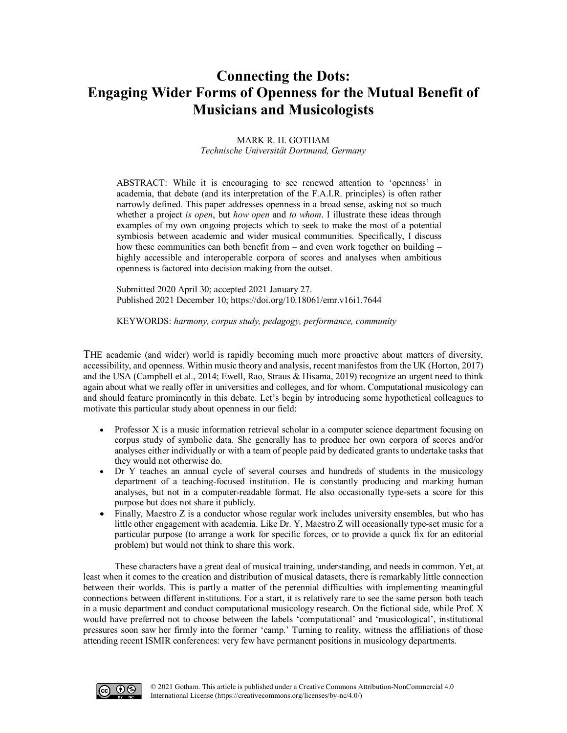# Connecting the Dots: Engaging Wider Forms of Openness for the Mutual Benefit of Musicians and Musicologists

MARK R. H. GOTHAM
*Technische Universität Dortmund, Germany*

ABSTRACT: While it is encouraging to see renewed attention to 'openness' in academia, that debate (and its interpretation of the F.A.I.R. principles) is often rather narrowly defined. This paper addresses openness in a broad sense, asking not so much whether a project *is open*, but *how open* and *to whom*. I illustrate these ideas through examples of my own ongoing projects which to seek to make the most of a potential symbiosis between academic and wider musical communities. Specifically, I discuss how these communities can both benefit from – and even work together on building – highly accessible and interoperable corpora of scores and analyses when ambitious openness is factored into decision making from the outset.

Submitted 2020 April 30; accepted 2021 January 27.
Published 2021 December 10; https://doi.org/10.18061/emr.v16i1.7644

KEYWORDS: *harmony, corpus study, pedagogy, performance, community*

THE academic (and wider) world is rapidly becoming much more proactive about matters of diversity, accessibility, and openness. Within music theory and analysis, recent manifestos from the UK (Horton, 2017) and the USA (Campbell et al., 2014; Ewell, Rao, Straus & Hisama, 2019) recognize an urgent need to think again about what we really offer in universities and colleges, and for whom. Computational musicology can and should feature prominently in this debate. Let's begin by introducing some hypothetical colleagues to motivate this particular study about openness in our field:

- Professor X is a music information retrieval scholar in a computer science department focusing on corpus study of symbolic data. She generally has to produce her own corpora of scores and/or analyses either individually or with a team of people paid by dedicated grants to undertake tasks that they would not otherwise do.
- Dr Y teaches an annual cycle of several courses and hundreds of students in the musicology department of a teaching-focused institution. He is constantly producing and marking human analyses, but not in a computer-readable format. He also occasionally type-sets a score for this purpose but does not share it publicly.
- Finally, Maestro Z is a conductor whose regular work includes university ensembles, but who has little other engagement with academia. Like Dr. Y, Maestro Z will occasionally type-set music for a particular purpose (to arrange a work for specific forces, or to provide a quick fix for an editorial problem) but would not think to share this work.

These characters have a great deal of musical training, understanding, and needs in common. Yet, at least when it comes to the creation and distribution of musical datasets, there is remarkably little connection between their worlds. This is partly a matter of the perennial difficulties with implementing meaningful connections between different institutions. For a start, it is relatively rare to see the same person both teach in a music department and conduct computational musicology research. On the fictional side, while Prof. X would have preferred not to choose between the labels 'computational' and 'musicological', institutional pressures soon saw her firmly into the former 'camp.' Turning to reality, witness the affiliations of those attending recent ISMIR conferences: very few have permanent positions in musicology departments.

© 2021 Gotham. This article is published under a Creative Commons Attribution-NonCommercial 4.0 International License (https://creativecommons.org/licenses/by-nc/4.0/)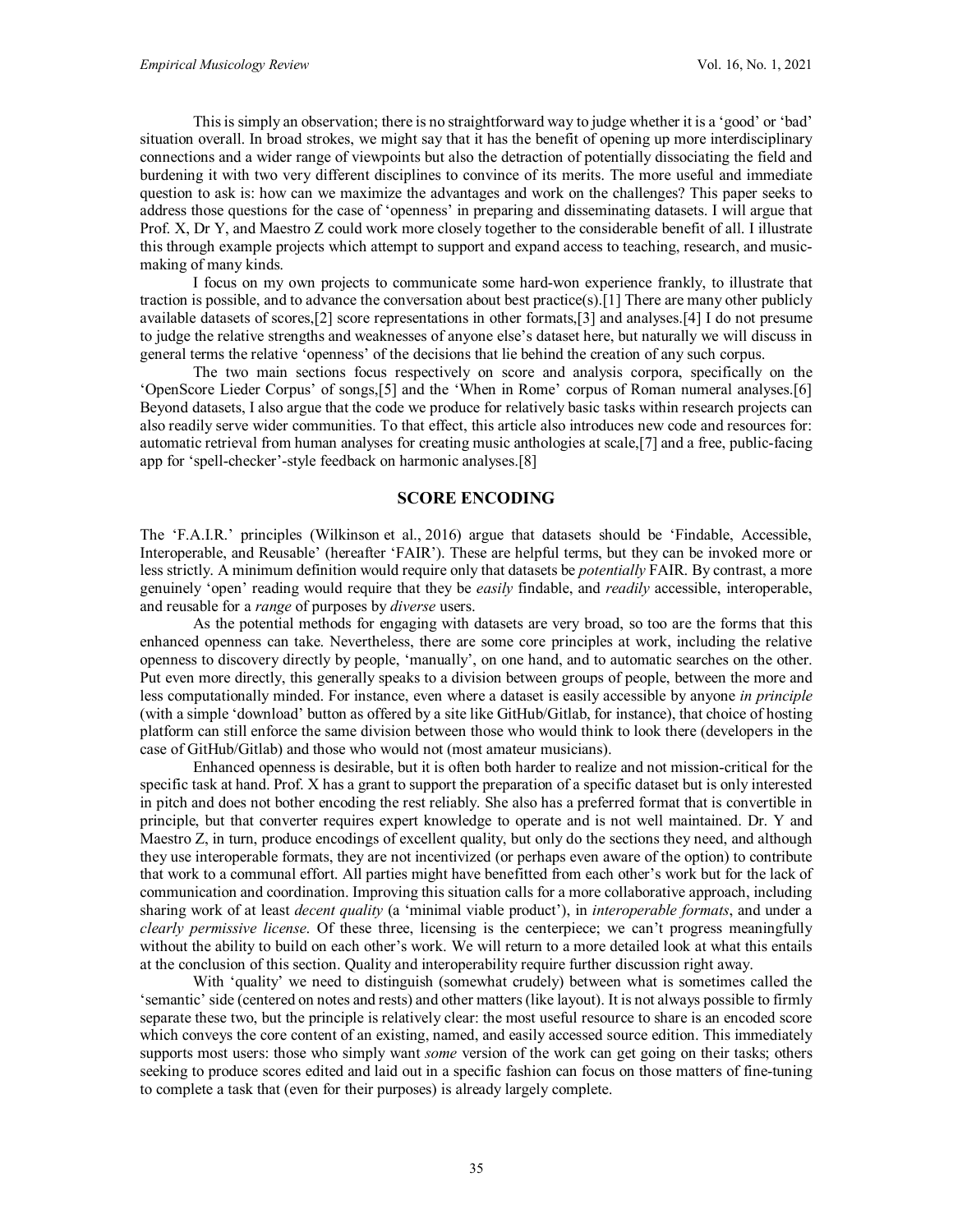This is simply an observation; there is no straightforward way to judge whether it is a 'good' or 'bad' situation overall. In broad strokes, we might say that it has the benefit of opening up more interdisciplinary connections and a wider range of viewpoints but also the detraction of potentially dissociating the field and burdening it with two very different disciplines to convince of its merits. The more useful and immediate question to ask is: how can we maximize the advantages and work on the challenges? This paper seeks to address those questions for the case of 'openness' in preparing and disseminating datasets. I will argue that Prof. X, Dr Y, and Maestro Z could work more closely together to the considerable benefit of all. I illustrate this through example projects which attempt to support and expand access to teaching, research, and music-making of many kinds.

I focus on my own projects to communicate some hard-won experience frankly, to illustrate that traction is possible, and to advance the conversation about best practice(s).[1] There are many other publicly available datasets of scores,[2] score representations in other formats,[3] and analyses.[4] I do not presume to judge the relative strengths and weaknesses of anyone else's dataset here, but naturally we will discuss in general terms the relative 'openness' of the decisions that lie behind the creation of any such corpus.

The two main sections focus respectively on score and analysis corpora, specifically on the 'OpenScore Lieder Corpus' of songs,[5] and the 'When in Rome' corpus of Roman numeral analyses.[6] Beyond datasets, I also argue that the code we produce for relatively basic tasks within research projects can also readily serve wider communities. To that effect, this article also introduces new code and resources for: automatic retrieval from human analyses for creating music anthologies at scale,[7] and a free, public-facing app for 'spell-checker'-style feedback on harmonic analyses.[8]

## SCORE ENCODING

The 'F.A.I.R.' principles (Wilkinson et al., 2016) argue that datasets should be 'Findable, Accessible, Interoperable, and Reusable' (hereafter 'FAIR'). These are helpful terms, but they can be invoked more or less strictly. A minimum definition would require only that datasets be *potentially* FAIR. By contrast, a more genuinely 'open' reading would require that they be *easily* findable, and *readily* accessible, interoperable, and reusable for a *range* of purposes by *diverse* users.

As the potential methods for engaging with datasets are very broad, so too are the forms that this enhanced openness can take. Nevertheless, there are some core principles at work, including the relative openness to discovery directly by people, 'manually', on one hand, and to automatic searches on the other. Put even more directly, this generally speaks to a division between groups of people, between the more and less computationally minded. For instance, even where a dataset is easily accessible by anyone *in principle* (with a simple 'download' button as offered by a site like GitHub/Gitlab, for instance), that choice of hosting platform can still enforce the same division between those who would think to look there (developers in the case of GitHub/Gitlab) and those who would not (most amateur musicians).

Enhanced openness is desirable, but it is often both harder to realize and not mission-critical for the specific task at hand. Prof. X has a grant to support the preparation of a specific dataset but is only interested in pitch and does not bother encoding the rest reliably. She also has a preferred format that is convertible in principle, but that converter requires expert knowledge to operate and is not well maintained. Dr. Y and Maestro Z, in turn, produce encodings of excellent quality, but only do the sections they need, and although they use interoperable formats, they are not incentivized (or perhaps even aware of the option) to contribute that work to a communal effort. All parties might have benefitted from each other's work but for the lack of communication and coordination. Improving this situation calls for a more collaborative approach, including sharing work of at least *decent quality* (a 'minimal viable product'), in *interoperable formats*, and under a *clearly permissive license*. Of these three, licensing is the centerpiece; we can't progress meaningfully without the ability to build on each other's work. We will return to a more detailed look at what this entails at the conclusion of this section. Quality and interoperability require further discussion right away.

With 'quality' we need to distinguish (somewhat crudely) between what is sometimes called the 'semantic' side (centered on notes and rests) and other matters (like layout). It is not always possible to firmly separate these two, but the principle is relatively clear: the most useful resource to share is an encoded score which conveys the core content of an existing, named, and easily accessed source edition. This immediately supports most users: those who simply want *some* version of the work can get going on their tasks; others seeking to produce scores edited and laid out in a specific fashion can focus on those matters of fine-tuning to complete a task that (even for their purposes) is already largely complete.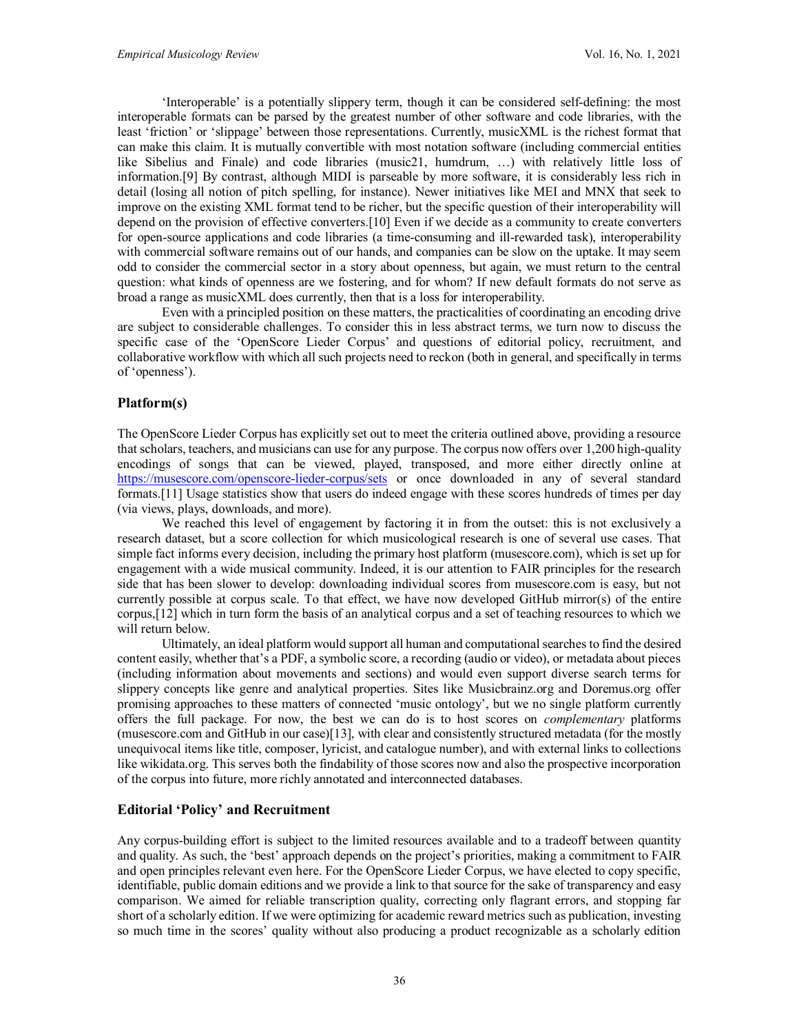'Interoperable' is a potentially slippery term, though it can be considered self-defining: the most interoperable formats can be parsed by the greatest number of other software and code libraries, with the least 'friction' or 'slippage' between those representations. Currently, musicXML is the richest format that can make this claim. It is mutually convertible with most notation software (including commercial entities like Sibelius and Finale) and code libraries (music21, humdrum, …) with relatively little loss of information.[9] By contrast, although MIDI is parseable by more software, it is considerably less rich in detail (losing all notion of pitch spelling, for instance). Newer initiatives like MEI and MNX that seek to improve on the existing XML format tend to be richer, but the specific question of their interoperability will depend on the provision of effective converters.[10] Even if we decide as a community to create converters for open-source applications and code libraries (a time-consuming and ill-rewarded task), interoperability with commercial software remains out of our hands, and companies can be slow on the uptake. It may seem odd to consider the commercial sector in a story about openness, but again, we must return to the central question: what kinds of openness are we fostering, and for whom? If new default formats do not serve as broad a range as musicXML does currently, then that is a loss for interoperability.

Even with a principled position on these matters, the practicalities of coordinating an encoding drive are subject to considerable challenges. To consider this in less abstract terms, we turn now to discuss the specific case of the 'OpenScore Lieder Corpus' and questions of editorial policy, recruitment, and collaborative workflow with which all such projects need to reckon (both in general, and specifically in terms of 'openness').

## Platform(s)

The OpenScore Lieder Corpus has explicitly set out to meet the criteria outlined above, providing a resource that scholars, teachers, and musicians can use for any purpose. The corpus now offers over 1,200 high-quality encodings of songs that can be viewed, played, transposed, and more either directly online at https://musescore.com/openscore-lieder-corpus/sets or once downloaded in any of several standard formats.[11] Usage statistics show that users do indeed engage with these scores hundreds of times per day (via views, plays, downloads, and more).

We reached this level of engagement by factoring it in from the outset: this is not exclusively a research dataset, but a score collection for which musicological research is one of several use cases. That simple fact informs every decision, including the primary host platform (musescore.com), which is set up for engagement with a wide musical community. Indeed, it is our attention to FAIR principles for the research side that has been slower to develop: downloading individual scores from musescore.com is easy, but not currently possible at corpus scale. To that effect, we have now developed GitHub mirror(s) of the entire corpus,[12] which in turn form the basis of an analytical corpus and a set of teaching resources to which we will return below.

Ultimately, an ideal platform would support all human and computational searches to find the desired content easily, whether that's a PDF, a symbolic score, a recording (audio or video), or metadata about pieces (including information about movements and sections) and would even support diverse search terms for slippery concepts like genre and analytical properties. Sites like Musicbrainz.org and Doremus.org offer promising approaches to these matters of connected 'music ontology', but we no single platform currently offers the full package. For now, the best we can do is to host scores on *complementary* platforms (musescore.com and GitHub in our case)[13], with clear and consistently structured metadata (for the mostly unequivocal items like title, composer, lyricist, and catalogue number), and with external links to collections like wikidata.org. This serves both the findability of those scores now and also the prospective incorporation of the corpus into future, more richly annotated and interconnected databases.

## Editorial 'Policy' and Recruitment

Any corpus-building effort is subject to the limited resources available and to a tradeoff between quantity and quality. As such, the 'best' approach depends on the project's priorities, making a commitment to FAIR and open principles relevant even here. For the OpenScore Lieder Corpus, we have elected to copy specific, identifiable, public domain editions and we provide a link to that source for the sake of transparency and easy comparison. We aimed for reliable transcription quality, correcting only flagrant errors, and stopping far short of a scholarly edition. If we were optimizing for academic reward metrics such as publication, investing so much time in the scores' quality without also producing a product recognizable as a scholarly edition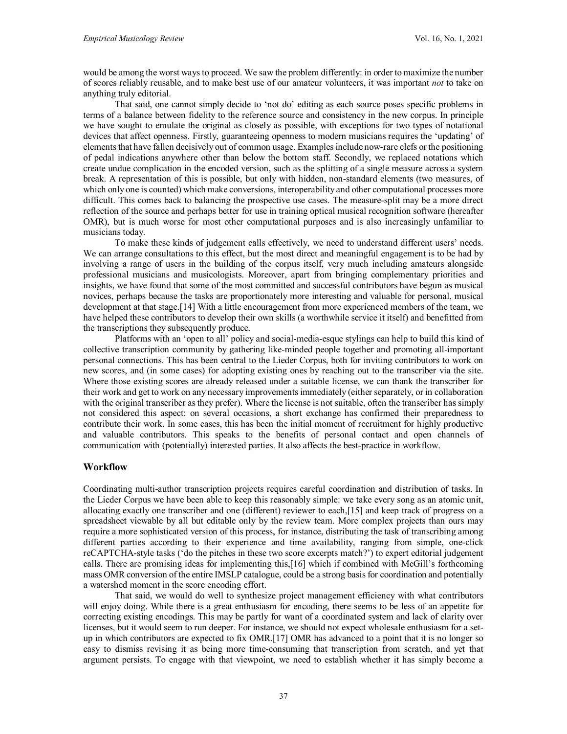would be among the worst ways to proceed. We saw the problem differently: in order to maximize the number of scores reliably reusable, and to make best use of our amateur volunteers, it was important *not* to take on anything truly editorial.

That said, one cannot simply decide to 'not do' editing as each source poses specific problems in terms of a balance between fidelity to the reference source and consistency in the new corpus. In principle we have sought to emulate the original as closely as possible, with exceptions for two types of notational devices that affect openness. Firstly, guaranteeing openness to modern musicians requires the 'updating' of elements that have fallen decisively out of common usage. Examples include now-rare clefs or the positioning of pedal indications anywhere other than below the bottom staff. Secondly, we replaced notations which create undue complication in the encoded version, such as the splitting of a single measure across a system break. A representation of this is possible, but only with hidden, non-standard elements (two measures, of which only one is counted) which make conversions, interoperability and other computational processes more difficult. This comes back to balancing the prospective use cases. The measure-split may be a more direct reflection of the source and perhaps better for use in training optical musical recognition software (hereafter OMR), but is much worse for most other computational purposes and is also increasingly unfamiliar to musicians today.

To make these kinds of judgement calls effectively, we need to understand different users' needs. We can arrange consultations to this effect, but the most direct and meaningful engagement is to be had by involving a range of users in the building of the corpus itself, very much including amateurs alongside professional musicians and musicologists. Moreover, apart from bringing complementary priorities and insights, we have found that some of the most committed and successful contributors have begun as musical novices, perhaps because the tasks are proportionately more interesting and valuable for personal, musical development at that stage.[14] With a little encouragement from more experienced members of the team, we have helped these contributors to develop their own skills (a worthwhile service it itself) and benefitted from the transcriptions they subsequently produce.

Platforms with an 'open to all' policy and social-media-esque stylings can help to build this kind of collective transcription community by gathering like-minded people together and promoting all-important personal connections. This has been central to the Lieder Corpus, both for inviting contributors to work on new scores, and (in some cases) for adopting existing ones by reaching out to the transcriber via the site. Where those existing scores are already released under a suitable license, we can thank the transcriber for their work and get to work on any necessary improvements immediately (either separately, or in collaboration with the original transcriber as they prefer). Where the license is not suitable, often the transcriber has simply not considered this aspect: on several occasions, a short exchange has confirmed their preparedness to contribute their work. In some cases, this has been the initial moment of recruitment for highly productive and valuable contributors. This speaks to the benefits of personal contact and open channels of communication with (potentially) interested parties. It also affects the best-practice in workflow.

## Workflow

Coordinating multi-author transcription projects requires careful coordination and distribution of tasks. In the Lieder Corpus we have been able to keep this reasonably simple: we take every song as an atomic unit, allocating exactly one transcriber and one (different) reviewer to each,[15] and keep track of progress on a spreadsheet viewable by all but editable only by the review team. More complex projects than ours may require a more sophisticated version of this process, for instance, distributing the task of transcribing among different parties according to their experience and time availability, ranging from simple, one-click reCAPTCHA-style tasks ('do the pitches in these two score excerpts match?') to expert editorial judgement calls. There are promising ideas for implementing this,[16] which if combined with McGill's forthcoming mass OMR conversion of the entire IMSLP catalogue, could be a strong basis for coordination and potentially a watershed moment in the score encoding effort.

That said, we would do well to synthesize project management efficiency with what contributors will enjoy doing. While there is a great enthusiasm for encoding, there seems to be less of an appetite for correcting existing encodings. This may be partly for want of a coordinated system and lack of clarity over licenses, but it would seem to run deeper. For instance, we should not expect wholesale enthusiasm for a set-up in which contributors are expected to fix OMR.[17] OMR has advanced to a point that it is no longer so easy to dismiss revising it as being more time-consuming that transcription from scratch, and yet that argument persists. To engage with that viewpoint, we need to establish whether it has simply become a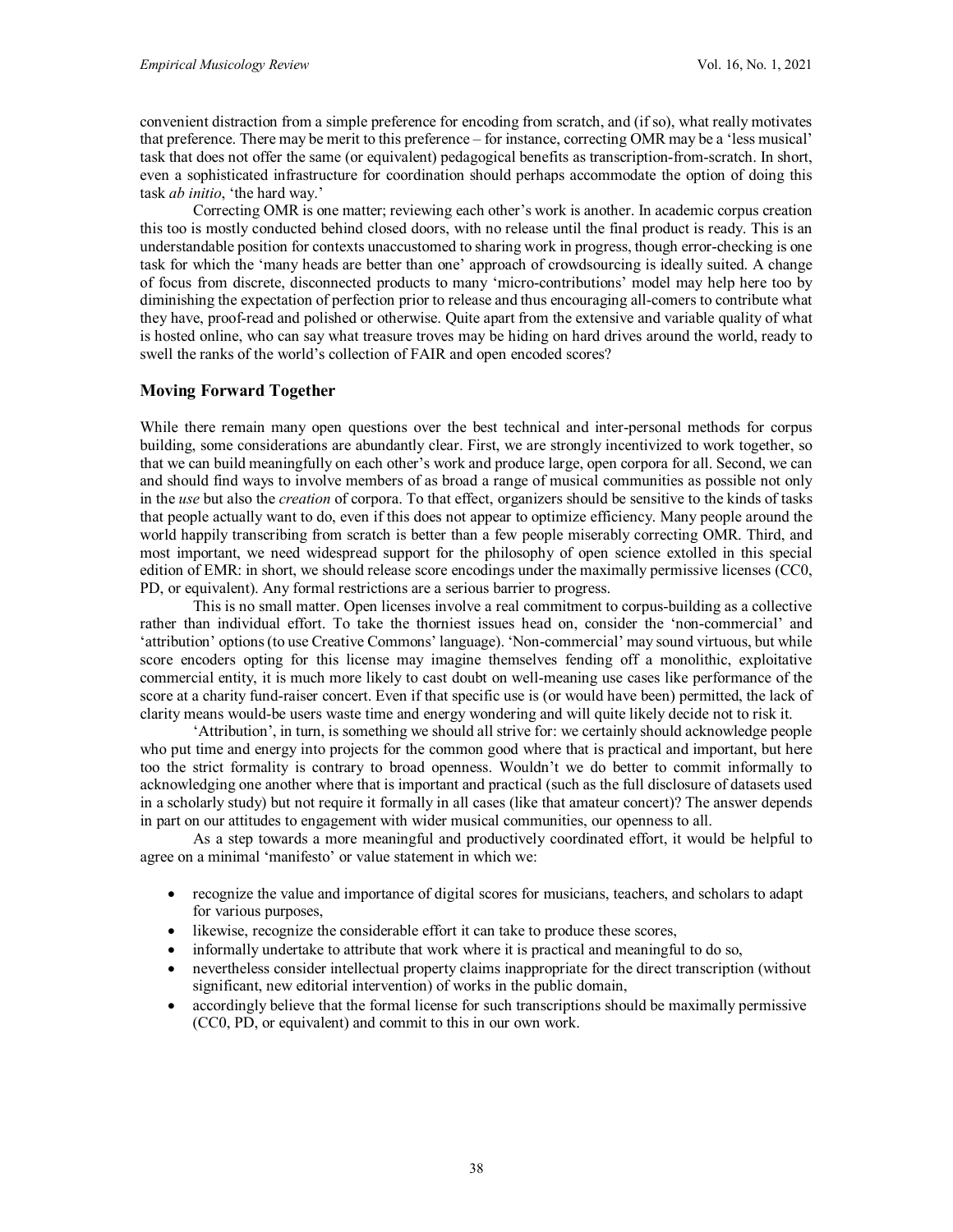convenient distraction from a simple preference for encoding from scratch, and (if so), what really motivates that preference. There may be merit to this preference – for instance, correcting OMR may be a 'less musical' task that does not offer the same (or equivalent) pedagogical benefits as transcription-from-scratch. In short, even a sophisticated infrastructure for coordination should perhaps accommodate the option of doing this task *ab initio*, 'the hard way.'

Correcting OMR is one matter; reviewing each other's work is another. In academic corpus creation this too is mostly conducted behind closed doors, with no release until the final product is ready. This is an understandable position for contexts unaccustomed to sharing work in progress, though error-checking is one task for which the 'many heads are better than one' approach of crowdsourcing is ideally suited. A change of focus from discrete, disconnected products to many 'micro-contributions' model may help here too by diminishing the expectation of perfection prior to release and thus encouraging all-comers to contribute what they have, proof-read and polished or otherwise. Quite apart from the extensive and variable quality of what is hosted online, who can say what treasure troves may be hiding on hard drives around the world, ready to swell the ranks of the world's collection of FAIR and open encoded scores?

## Moving Forward Together

While there remain many open questions over the best technical and inter-personal methods for corpus building, some considerations are abundantly clear. First, we are strongly incentivized to work together, so that we can build meaningfully on each other's work and produce large, open corpora for all. Second, we can and should find ways to involve members of as broad a range of musical communities as possible not only in the *use* but also the *creation* of corpora. To that effect, organizers should be sensitive to the kinds of tasks that people actually want to do, even if this does not appear to optimize efficiency. Many people around the world happily transcribing from scratch is better than a few people miserably correcting OMR. Third, and most important, we need widespread support for the philosophy of open science extolled in this special edition of EMR: in short, we should release score encodings under the maximally permissive licenses (CC0, PD, or equivalent). Any formal restrictions are a serious barrier to progress.

This is no small matter. Open licenses involve a real commitment to corpus-building as a collective rather than individual effort. To take the thorniest issues head on, consider the 'non-commercial' and 'attribution' options (to use Creative Commons' language). 'Non-commercial' may sound virtuous, but while score encoders opting for this license may imagine themselves fending off a monolithic, exploitative commercial entity, it is much more likely to cast doubt on well-meaning use cases like performance of the score at a charity fund-raiser concert. Even if that specific use is (or would have been) permitted, the lack of clarity means would-be users waste time and energy wondering and will quite likely decide not to risk it.

'Attribution', in turn, is something we should all strive for: we certainly should acknowledge people who put time and energy into projects for the common good where that is practical and important, but here too the strict formality is contrary to broad openness. Wouldn't we do better to commit informally to acknowledging one another where that is important and practical (such as the full disclosure of datasets used in a scholarly study) but not require it formally in all cases (like that amateur concert)? The answer depends in part on our attitudes to engagement with wider musical communities, our openness to all.

As a step towards a more meaningful and productively coordinated effort, it would be helpful to agree on a minimal 'manifesto' or value statement in which we:

- recognize the value and importance of digital scores for musicians, teachers, and scholars to adapt for various purposes,
- likewise, recognize the considerable effort it can take to produce these scores,
- informally undertake to attribute that work where it is practical and meaningful to do so,
- nevertheless consider intellectual property claims inappropriate for the direct transcription (without significant, new editorial intervention) of works in the public domain,
- accordingly believe that the formal license for such transcriptions should be maximally permissive (CC0, PD, or equivalent) and commit to this in our own work.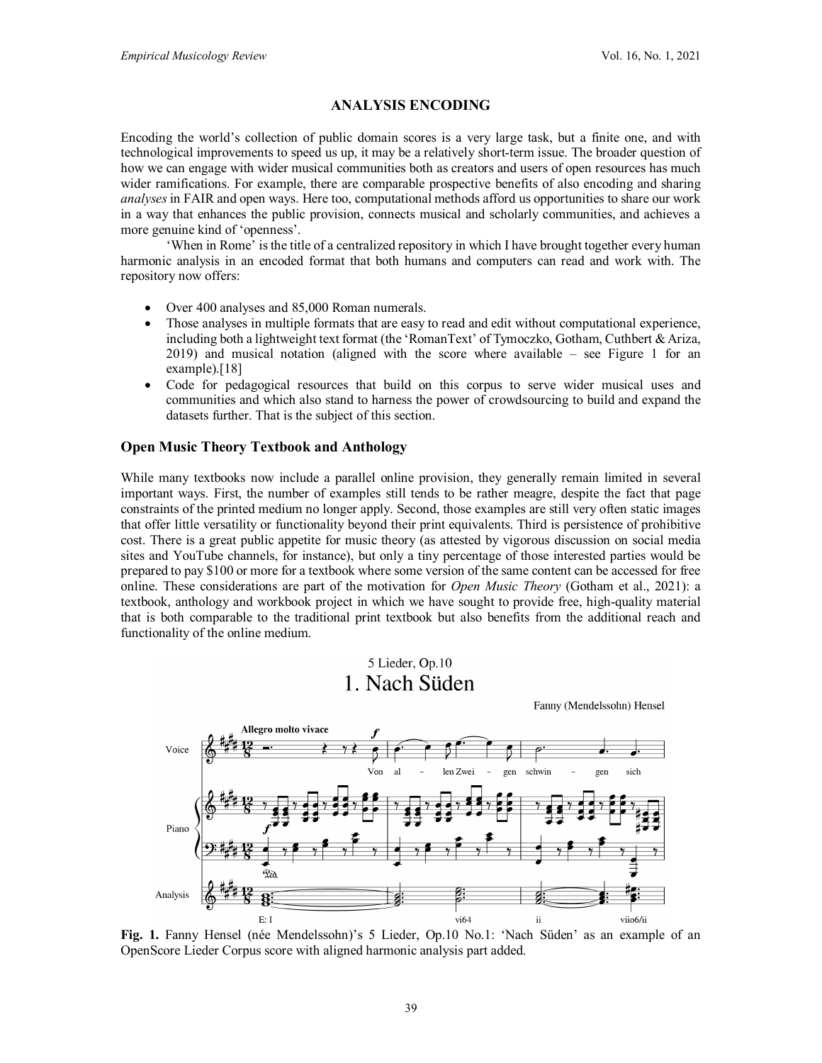## ANALYSIS ENCODING

Encoding the world's collection of public domain scores is a very large task, but a finite one, and with technological improvements to speed us up, it may be a relatively short-term issue. The broader question of how we can engage with wider musical communities both as creators and users of open resources has much wider ramifications. For example, there are comparable prospective benefits of also encoding and sharing *analyses* in FAIR and open ways. Here too, computational methods afford us opportunities to share our work in a way that enhances the public provision, connects musical and scholarly communities, and achieves a more genuine kind of 'openness'.

'When in Rome' is the title of a centralized repository in which I have brought together every human harmonic analysis in an encoded format that both humans and computers can read and work with. The repository now offers:

- Over 400 analyses and 85,000 Roman numerals.
- Those analyses in multiple formats that are easy to read and edit without computational experience, including both a lightweight text format (the 'RomanText' of Tymoczko, Gotham, Cuthbert & Ariza, 2019) and musical notation (aligned with the score where available – see Figure 1 for an example).[18]
- Code for pedagogical resources that build on this corpus to serve wider musical uses and communities and which also stand to harness the power of crowdsourcing to build and expand the datasets further. That is the subject of this section.

### Open Music Theory Textbook and Anthology

While many textbooks now include a parallel online provision, they generally remain limited in several important ways. First, the number of examples still tends to be rather meagre, despite the fact that page constraints of the printed medium no longer apply. Second, those examples are still very often static images that offer little versatility or functionality beyond their print equivalents. Third is persistence of prohibitive cost. There is a great public appetite for music theory (as attested by vigorous discussion on social media sites and YouTube channels, for instance), but only a tiny percentage of those interested parties would be prepared to pay $100 or more for a textbook where some version of the same content can be accessed for free online. These considerations are part of the motivation for *Open Music Theory* (Gotham et al., 2021): a textbook, anthology and workbook project in which we have sought to provide free, high-quality material that is both comparable to the traditional print textbook but also benefits from the additional reach and functionality of the online medium.

**Fig. 1.** Fanny Hensel (née Mendelssohn)'s 5 Lieder, Op.10 No.1: 'Nach Süden' as an example of an OpenScore Lieder Corpus score with aligned harmonic analysis part added.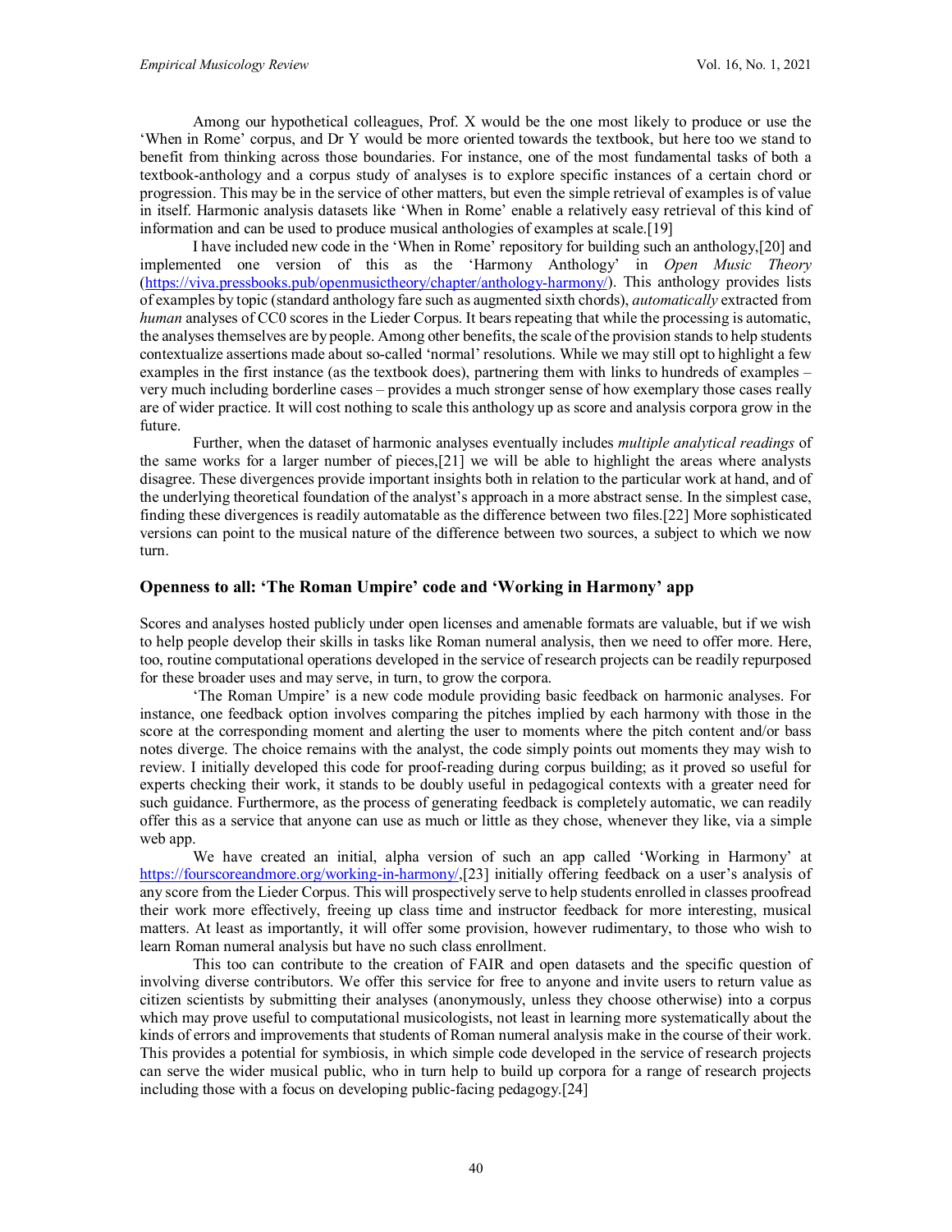Among our hypothetical colleagues, Prof. X would be the one most likely to produce or use the 'When in Rome' corpus, and Dr Y would be more oriented towards the textbook, but here too we stand to benefit from thinking across those boundaries. For instance, one of the most fundamental tasks of both a textbook-anthology and a corpus study of analyses is to explore specific instances of a certain chord or progression. This may be in the service of other matters, but even the simple retrieval of examples is of value in itself. Harmonic analysis datasets like 'When in Rome' enable a relatively easy retrieval of this kind of information and can be used to produce musical anthologies of examples at scale.[19]

I have included new code in the 'When in Rome' repository for building such an anthology,[20] and implemented one version of this as the 'Harmony Anthology' in *Open Music Theory* (https://viva.pressbooks.pub/openmusictheory/chapter/anthology-harmony/). This anthology provides lists of examples by topic (standard anthology fare such as augmented sixth chords), *automatically* extracted from *human* analyses of CC0 scores in the Lieder Corpus. It bears repeating that while the processing is automatic, the analyses themselves are by people. Among other benefits, the scale of the provision stands to help students contextualize assertions made about so-called 'normal' resolutions. While we may still opt to highlight a few examples in the first instance (as the textbook does), partnering them with links to hundreds of examples – very much including borderline cases – provides a much stronger sense of how exemplary those cases really are of wider practice. It will cost nothing to scale this anthology up as score and analysis corpora grow in the future.

Further, when the dataset of harmonic analyses eventually includes *multiple analytical readings* of the same works for a larger number of pieces,[21] we will be able to highlight the areas where analysts disagree. These divergences provide important insights both in relation to the particular work at hand, and of the underlying theoretical foundation of the analyst's approach in a more abstract sense. In the simplest case, finding these divergences is readily automatable as the difference between two files.[22] More sophisticated versions can point to the musical nature of the difference between two sources, a subject to which we now turn.

## Openness to all: 'The Roman Umpire' code and 'Working in Harmony' app

Scores and analyses hosted publicly under open licenses and amenable formats are valuable, but if we wish to help people develop their skills in tasks like Roman numeral analysis, then we need to offer more. Here, too, routine computational operations developed in the service of research projects can be readily repurposed for these broader uses and may serve, in turn, to grow the corpora.

'The Roman Umpire' is a new code module providing basic feedback on harmonic analyses. For instance, one feedback option involves comparing the pitches implied by each harmony with those in the score at the corresponding moment and alerting the user to moments where the pitch content and/or bass notes diverge. The choice remains with the analyst, the code simply points out moments they may wish to review. I initially developed this code for proof-reading during corpus building; as it proved so useful for experts checking their work, it stands to be doubly useful in pedagogical contexts with a greater need for such guidance. Furthermore, as the process of generating feedback is completely automatic, we can readily offer this as a service that anyone can use as much or little as they chose, whenever they like, via a simple web app.

We have created an initial, alpha version of such an app called 'Working in Harmony' at https://fourscoreandmore.org/working-in-harmony/,[23] initially offering feedback on a user's analysis of any score from the Lieder Corpus. This will prospectively serve to help students enrolled in classes proofread their work more effectively, freeing up class time and instructor feedback for more interesting, musical matters. At least as importantly, it will offer some provision, however rudimentary, to those who wish to learn Roman numeral analysis but have no such class enrollment.

This too can contribute to the creation of FAIR and open datasets and the specific question of involving diverse contributors. We offer this service for free to anyone and invite users to return value as citizen scientists by submitting their analyses (anonymously, unless they choose otherwise) into a corpus which may prove useful to computational musicologists, not least in learning more systematically about the kinds of errors and improvements that students of Roman numeral analysis make in the course of their work. This provides a potential for symbiosis, in which simple code developed in the service of research projects can serve the wider musical public, who in turn help to build up corpora for a range of research projects including those with a focus on developing public-facing pedagogy.[24]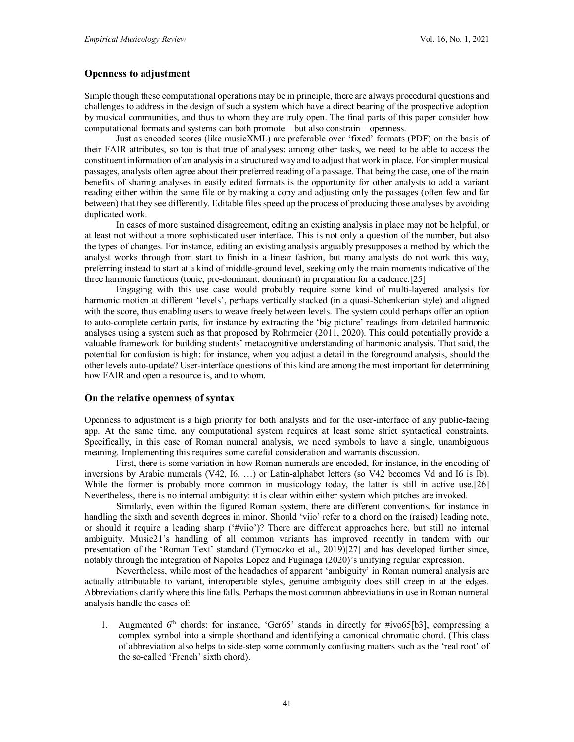## Openness to adjustment

Simple though these computational operations may be in principle, there are always procedural questions and challenges to address in the design of such a system which have a direct bearing of the prospective adoption by musical communities, and thus to whom they are truly open. The final parts of this paper consider how computational formats and systems can both promote – but also constrain – openness.

Just as encoded scores (like musicXML) are preferable over 'fixed' formats (PDF) on the basis of their FAIR attributes, so too is that true of analyses: among other tasks, we need to be able to access the constituent information of an analysis in a structured way and to adjust that work in place. For simpler musical passages, analysts often agree about their preferred reading of a passage. That being the case, one of the main benefits of sharing analyses in easily edited formats is the opportunity for other analysts to add a variant reading either within the same file or by making a copy and adjusting only the passages (often few and far between) that they see differently. Editable files speed up the process of producing those analyses by avoiding duplicated work.

In cases of more sustained disagreement, editing an existing analysis in place may not be helpful, or at least not without a more sophisticated user interface. This is not only a question of the number, but also the types of changes. For instance, editing an existing analysis arguably presupposes a method by which the analyst works through from start to finish in a linear fashion, but many analysts do not work this way, preferring instead to start at a kind of middle-ground level, seeking only the main moments indicative of the three harmonic functions (tonic, pre-dominant, dominant) in preparation for a cadence.[25]

Engaging with this use case would probably require some kind of multi-layered analysis for harmonic motion at different 'levels', perhaps vertically stacked (in a quasi-Schenkerian style) and aligned with the score, thus enabling users to weave freely between levels. The system could perhaps offer an option to auto-complete certain parts, for instance by extracting the 'big picture' readings from detailed harmonic analyses using a system such as that proposed by Rohrmeier (2011, 2020). This could potentially provide a valuable framework for building students' metacognitive understanding of harmonic analysis. That said, the potential for confusion is high: for instance, when you adjust a detail in the foreground analysis, should the other levels auto-update? User-interface questions of this kind are among the most important for determining how FAIR and open a resource is, and to whom.

## On the relative openness of syntax

Openness to adjustment is a high priority for both analysts and for the user-interface of any public-facing app. At the same time, any computational system requires at least some strict syntactical constraints. Specifically, in this case of Roman numeral analysis, we need symbols to have a single, unambiguous meaning. Implementing this requires some careful consideration and warrants discussion.

First, there is some variation in how Roman numerals are encoded, for instance, in the encoding of inversions by Arabic numerals (V42, I6, …) or Latin-alphabet letters (so V42 becomes Vd and I6 is Ib). While the former is probably more common in musicology today, the latter is still in active use.[26] Nevertheless, there is no internal ambiguity: it is clear within either system which pitches are invoked.

Similarly, even within the figured Roman system, there are different conventions, for instance in handling the sixth and seventh degrees in minor. Should 'viio' refer to a chord on the (raised) leading note, or should it require a leading sharp ('#viio')? There are different approaches here, but still no internal ambiguity. Music21's handling of all common variants has improved recently in tandem with our presentation of the 'Roman Text' standard (Tymoczko et al., 2019)[27] and has developed further since, notably through the integration of Nápoles López and Fuginaga (2020)'s unifying regular expression.

Nevertheless, while most of the headaches of apparent 'ambiguity' in Roman numeral analysis are actually attributable to variant, interoperable styles, genuine ambiguity does still creep in at the edges. Abbreviations clarify where this line falls. Perhaps the most common abbreviations in use in Roman numeral analysis handle the cases of:

1. Augmented 6th chords: for instance, 'Ger65' stands in directly for #ivo65[b3], compressing a complex symbol into a simple shorthand and identifying a canonical chromatic chord. (This class of abbreviation also helps to side-step some commonly confusing matters such as the 'real root' of the so-called 'French' sixth chord).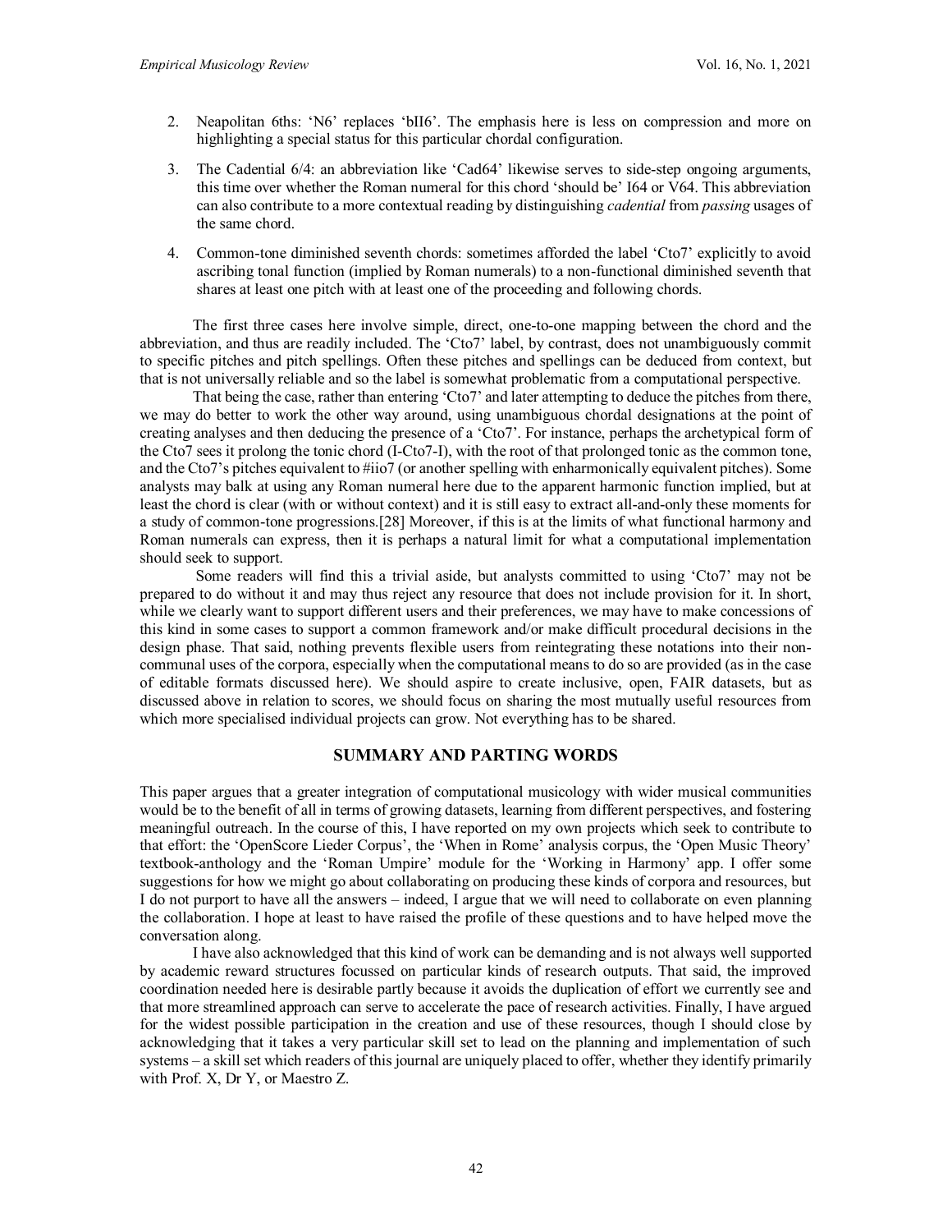2. Neapolitan 6ths: 'N6' replaces 'bII6'. The emphasis here is less on compression and more on highlighting a special status for this particular chordal configuration.

3. The Cadential 6/4: an abbreviation like 'Cad64' likewise serves to side-step ongoing arguments, this time over whether the Roman numeral for this chord 'should be' I64 or V64. This abbreviation can also contribute to a more contextual reading by distinguishing *cadential* from *passing* usages of the same chord.

4. Common-tone diminished seventh chords: sometimes afforded the label 'Cto7' explicitly to avoid ascribing tonal function (implied by Roman numerals) to a non-functional diminished seventh that shares at least one pitch with at least one of the proceeding and following chords.

The first three cases here involve simple, direct, one-to-one mapping between the chord and the abbreviation, and thus are readily included. The 'Cto7' label, by contrast, does not unambiguously commit to specific pitches and pitch spellings. Often these pitches and spellings can be deduced from context, but that is not universally reliable and so the label is somewhat problematic from a computational perspective.

That being the case, rather than entering 'Cto7' and later attempting to deduce the pitches from there, we may do better to work the other way around, using unambiguous chordal designations at the point of creating analyses and then deducing the presence of a 'Cto7'. For instance, perhaps the archetypical form of the Cto7 sees it prolong the tonic chord (I-Cto7-I), with the root of that prolonged tonic as the common tone, and the Cto7's pitches equivalent to #iio7 (or another spelling with enharmonically equivalent pitches). Some analysts may balk at using any Roman numeral here due to the apparent harmonic function implied, but at least the chord is clear (with or without context) and it is still easy to extract all-and-only these moments for a study of common-tone progressions.[28] Moreover, if this is at the limits of what functional harmony and Roman numerals can express, then it is perhaps a natural limit for what a computational implementation should seek to support.

Some readers will find this a trivial aside, but analysts committed to using 'Cto7' may not be prepared to do without it and may thus reject any resource that does not include provision for it. In short, while we clearly want to support different users and their preferences, we may have to make concessions of this kind in some cases to support a common framework and/or make difficult procedural decisions in the design phase. That said, nothing prevents flexible users from reintegrating these notations into their non-communal uses of the corpora, especially when the computational means to do so are provided (as in the case of editable formats discussed here). We should aspire to create inclusive, open, FAIR datasets, but as discussed above in relation to scores, we should focus on sharing the most mutually useful resources from which more specialised individual projects can grow. Not everything has to be shared.

## SUMMARY AND PARTING WORDS

This paper argues that a greater integration of computational musicology with wider musical communities would be to the benefit of all in terms of growing datasets, learning from different perspectives, and fostering meaningful outreach. In the course of this, I have reported on my own projects which seek to contribute to that effort: the 'OpenScore Lieder Corpus', the 'When in Rome' analysis corpus, the 'Open Music Theory' textbook-anthology and the 'Roman Umpire' module for the 'Working in Harmony' app. I offer some suggestions for how we might go about collaborating on producing these kinds of corpora and resources, but I do not purport to have all the answers – indeed, I argue that we will need to collaborate on even planning the collaboration. I hope at least to have raised the profile of these questions and to have helped move the conversation along.

I have also acknowledged that this kind of work can be demanding and is not always well supported by academic reward structures focussed on particular kinds of research outputs. That said, the improved coordination needed here is desirable partly because it avoids the duplication of effort we currently see and that more streamlined approach can serve to accelerate the pace of research activities. Finally, I have argued for the widest possible participation in the creation and use of these resources, though I should close by acknowledging that it takes a very particular skill set to lead on the planning and implementation of such systems – a skill set which readers of this journal are uniquely placed to offer, whether they identify primarily with Prof. X, Dr Y, or Maestro Z.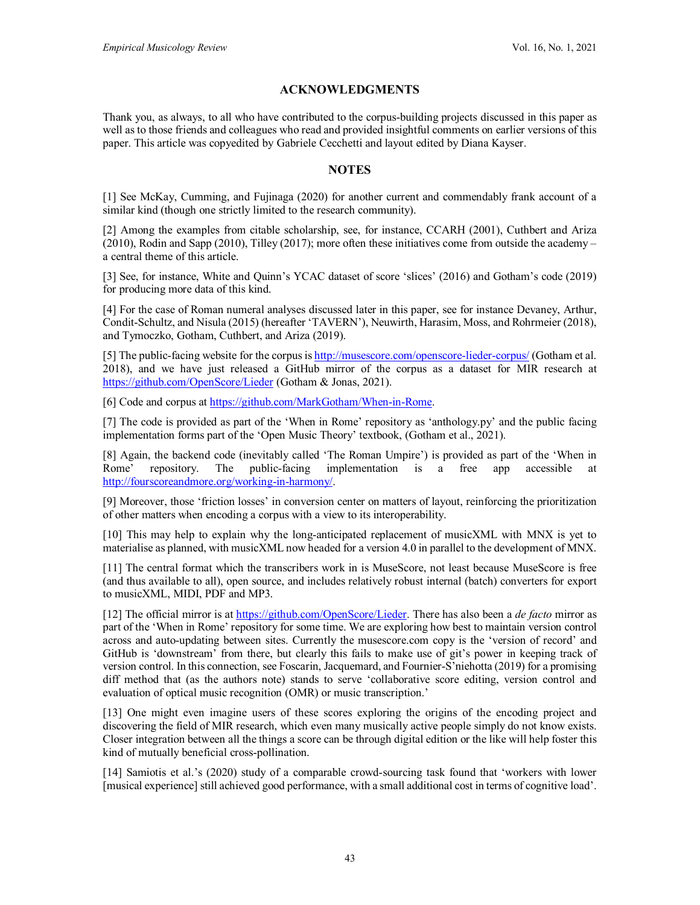## ACKNOWLEDGMENTS

Thank you, as always, to all who have contributed to the corpus-building projects discussed in this paper as well as to those friends and colleagues who read and provided insightful comments on earlier versions of this paper. This article was copyedited by Gabriele Cecchetti and layout edited by Diana Kayser.

## NOTES

[1] See McKay, Cumming, and Fujinaga (2020) for another current and commendably frank account of a similar kind (though one strictly limited to the research community).

[2] Among the examples from citable scholarship, see, for instance, CCARH (2001), Cuthbert and Ariza (2010), Rodin and Sapp (2010), Tilley (2017); more often these initiatives come from outside the academy – a central theme of this article.

[3] See, for instance, White and Quinn's YCAC dataset of score 'slices' (2016) and Gotham's code (2019) for producing more data of this kind.

[4] For the case of Roman numeral analyses discussed later in this paper, see for instance Devaney, Arthur, Condit-Schultz, and Nisula (2015) (hereafter 'TAVERN'), Neuwirth, Harasim, Moss, and Rohrmeier (2018), and Tymoczko, Gotham, Cuthbert, and Ariza (2019).

[5] The public-facing website for the corpus is http://musescore.com/openscore-lieder-corpus/ (Gotham et al. 2018), and we have just released a GitHub mirror of the corpus as a dataset for MIR research at https://github.com/OpenScore/Lieder (Gotham & Jonas, 2021).

[6] Code and corpus at https://github.com/MarkGotham/When-in-Rome.

[7] The code is provided as part of the 'When in Rome' repository as 'anthology.py' and the public facing implementation forms part of the 'Open Music Theory' textbook, (Gotham et al., 2021).

[8] Again, the backend code (inevitably called 'The Roman Umpire') is provided as part of the 'When in Rome' repository. The public-facing implementation is a free app accessible at http://fourscoreandmore.org/working-in-harmony/.

[9] Moreover, those 'friction losses' in conversion center on matters of layout, reinforcing the prioritization of other matters when encoding a corpus with a view to its interoperability.

[10] This may help to explain why the long-anticipated replacement of musicXML with MNX is yet to materialise as planned, with musicXML now headed for a version 4.0 in parallel to the development of MNX.

[11] The central format which the transcribers work in is MuseScore, not least because MuseScore is free (and thus available to all), open source, and includes relatively robust internal (batch) converters for export to musicXML, MIDI, PDF and MP3.

[12] The official mirror is at https://github.com/OpenScore/Lieder. There has also been a *de facto* mirror as part of the 'When in Rome' repository for some time. We are exploring how best to maintain version control across and auto-updating between sites. Currently the musescore.com copy is the 'version of record' and GitHub is 'downstream' from there, but clearly this fails to make use of git's power in keeping track of version control. In this connection, see Foscarin, Jacquemard, and Fournier-S'niehotta (2019) for a promising diff method that (as the authors note) stands to serve 'collaborative score editing, version control and evaluation of optical music recognition (OMR) or music transcription.'

[13] One might even imagine users of these scores exploring the origins of the encoding project and discovering the field of MIR research, which even many musically active people simply do not know exists. Closer integration between all the things a score can be through digital edition or the like will help foster this kind of mutually beneficial cross-pollination.

[14] Samiotis et al.'s (2020) study of a comparable crowd-sourcing task found that 'workers with lower [musical experience] still achieved good performance, with a small additional cost in terms of cognitive load'.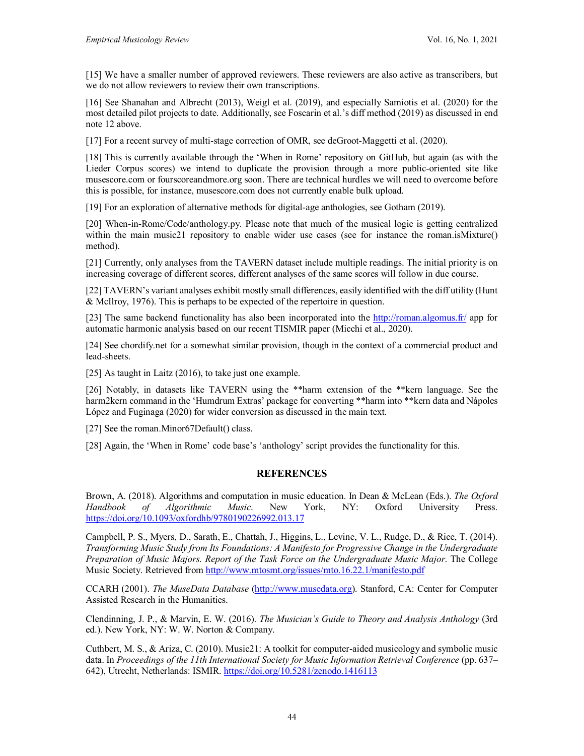[15] We have a smaller number of approved reviewers. These reviewers are also active as transcribers, but we do not allow reviewers to review their own transcriptions.

[16] See Shanahan and Albrecht (2013), Weigl et al. (2019), and especially Samiotis et al. (2020) for the most detailed pilot projects to date. Additionally, see Foscarin et al.'s diff method (2019) as discussed in end note 12 above.

[17] For a recent survey of multi-stage correction of OMR, see deGroot-Maggetti et al. (2020).

[18] This is currently available through the 'When in Rome' repository on GitHub, but again (as with the Lieder Corpus scores) we intend to duplicate the provision through a more public-oriented site like musescore.com or fourscoreandmore.org soon. There are technical hurdles we will need to overcome before this is possible, for instance, musescore.com does not currently enable bulk upload.

[19] For an exploration of alternative methods for digital-age anthologies, see Gotham (2019).

[20] When-in-Rome/Code/anthology.py. Please note that much of the musical logic is getting centralized within the main music21 repository to enable wider use cases (see for instance the roman.isMixture() method).

[21] Currently, only analyses from the TAVERN dataset include multiple readings. The initial priority is on increasing coverage of different scores, different analyses of the same scores will follow in due course.

[22] TAVERN's variant analyses exhibit mostly small differences, easily identified with the diff utility (Hunt & McIlroy, 1976). This is perhaps to be expected of the repertoire in question.

[23] The same backend functionality has also been incorporated into the http://roman.algomus.fr/ app for automatic harmonic analysis based on our recent TISMIR paper (Micchi et al., 2020).

[24] See chordify.net for a somewhat similar provision, though in the context of a commercial product and lead-sheets.

[25] As taught in Laitz (2016), to take just one example.

[26] Notably, in datasets like TAVERN using the **harm extension of the **kern language. See the harm2kern command in the 'Humdrum Extras' package for converting **harm into **kern data and Nápoles López and Fuginaga (2020) for wider conversion as discussed in the main text.

[27] See the roman.Minor67Default() class.

[28] Again, the 'When in Rome' code base's 'anthology' script provides the functionality for this.

## REFERENCES

Brown, A. (2018). Algorithms and computation in music education. In Dean & McLean (Eds.). *The Oxford Handbook of Algorithmic Music*. New York, NY: Oxford University Press. https://doi.org/10.1093/oxfordhb/9780190226992.013.17

Campbell, P. S., Myers, D., Sarath, E., Chattah, J., Higgins, L., Levine, V. L., Rudge, D., & Rice, T. (2014). *Transforming Music Study from Its Foundations: A Manifesto for Progressive Change in the Undergraduate Preparation of Music Majors. Report of the Task Force on the Undergraduate Music Major*. The College Music Society. Retrieved from http://www.mtosmt.org/issues/mto.16.22.1/manifesto.pdf

CCARH (2001). *The MuseData Database* (http://www.musedata.org). Stanford, CA: Center for Computer Assisted Research in the Humanities.

Clendinning, J. P., & Marvin, E. W. (2016). *The Musician's Guide to Theory and Analysis Anthology* (3rd ed.). New York, NY: W. W. Norton & Company.

Cuthbert, M. S., & Ariza, C. (2010). Music21: A toolkit for computer-aided musicology and symbolic music data. In *Proceedings of the 11th International Society for Music Information Retrieval Conference* (pp. 637–642), Utrecht, Netherlands: ISMIR. https://doi.org/10.5281/zenodo.1416113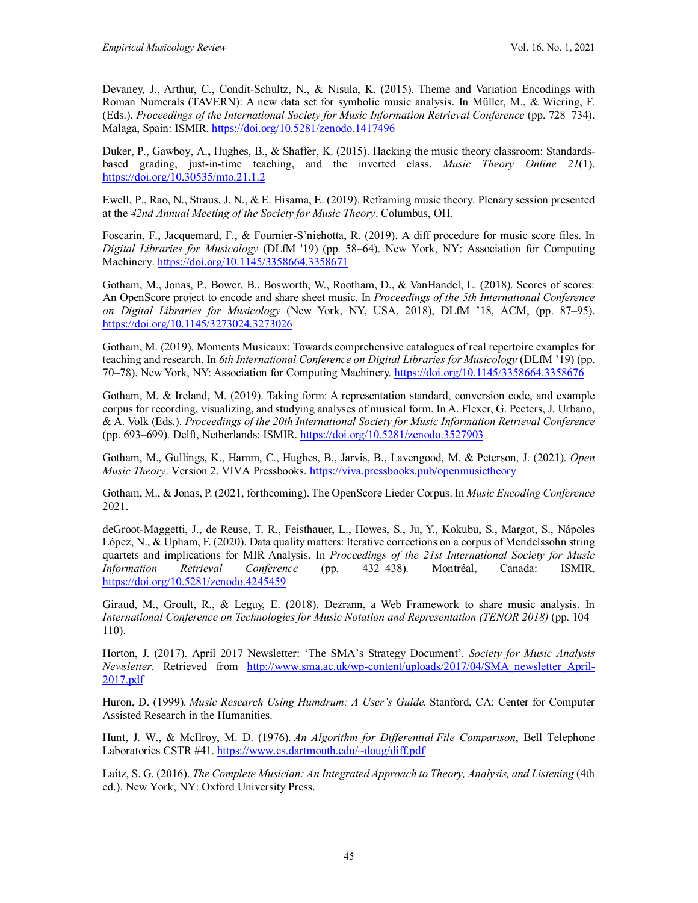Devaney, J., Arthur, C., Condit-Schultz, N., & Nisula, K. (2015). Theme and Variation Encodings with Roman Numerals (TAVERN): A new data set for symbolic music analysis. In Müller, M., & Wiering, F. (Eds.). *Proceedings of the International Society for Music Information Retrieval Conference* (pp. 728–734). Malaga, Spain: ISMIR. https://doi.org/10.5281/zenodo.1417496

Duker, P., Gawboy, A.**,** Hughes, B., & Shaffer, K. (2015). Hacking the music theory classroom: Standards-based grading, just-in-time teaching, and the inverted class. *Music Theory Online 21*(1). https://doi.org/10.30535/mto.21.1.2

Ewell, P., Rao, N., Straus, J. N., & E. Hisama, E. (2019). Reframing music theory. Plenary session presented at the *42nd Annual Meeting of the Society for Music Theory*. Columbus, OH.

Foscarin, F., Jacquemard, F., & Fournier-S'niehotta, R. (2019). A diff procedure for music score files. In *Digital Libraries for Musicology* (DLfM '19) (pp. 58–64). New York, NY: Association for Computing Machinery. https://doi.org/10.1145/3358664.3358671

Gotham, M., Jonas, P., Bower, B., Bosworth, W., Rootham, D., & VanHandel, L. (2018). Scores of scores: An OpenScore project to encode and share sheet music. In *Proceedings of the 5th International Conference on Digital Libraries for Musicology* (New York, NY, USA, 2018), DLfM '18, ACM, (pp. 87–95). https://doi.org/10.1145/3273024.3273026

Gotham, M. (2019). Moments Musicaux: Towards comprehensive catalogues of real repertoire examples for teaching and research. In *6th International Conference on Digital Libraries for Musicology* (DLfM '19) (pp. 70–78). New York, NY: Association for Computing Machinery. https://doi.org/10.1145/3358664.3358676

Gotham, M. & Ireland, M. (2019). Taking form: A representation standard, conversion code, and example corpus for recording, visualizing, and studying analyses of musical form. In A. Flexer, G. Peeters, J. Urbano, & A. Volk (Eds.). *Proceedings of the 20th International Society for Music Information Retrieval Conference* (pp. 693–699). Delft, Netherlands: ISMIR. https://doi.org/10.5281/zenodo.3527903

Gotham, M., Gullings, K., Hamm, C., Hughes, B., Jarvis, B., Lavengood, M. & Peterson, J. (2021). *Open Music Theory*. Version 2. VIVA Pressbooks. https://viva.pressbooks.pub/openmusictheory

Gotham, M., & Jonas, P. (2021, forthcoming). The OpenScore Lieder Corpus. In *Music Encoding Conference* 2021.

deGroot-Maggetti, J., de Reuse, T. R., Feisthauer, L., Howes, S., Ju, Y., Kokubu, S., Margot, S., Nápoles López, N., & Upham, F. (2020). Data quality matters: Iterative corrections on a corpus of Mendelssohn string quartets and implications for MIR Analysis. In *Proceedings of the 21st International Society for Music Information Retrieval Conference* (pp. 432–438). Montréal, Canada: ISMIR. https://doi.org/10.5281/zenodo.4245459

Giraud, M., Groult, R., & Leguy, E. (2018). Dezrann, a Web Framework to share music analysis. In *International Conference on Technologies for Music Notation and Representation (TENOR 2018)* (pp. 104–110).

Horton, J. (2017). April 2017 Newsletter: 'The SMA's Strategy Document'. *Society for Music Analysis Newsletter*. Retrieved from http://www.sma.ac.uk/wp-content/uploads/2017/04/SMA_newsletter_April-2017.pdf

Huron, D. (1999). *Music Research Using Humdrum: A User's Guide.* Stanford, CA: Center for Computer Assisted Research in the Humanities.

Hunt, J. W., & McIlroy, M. D. (1976). *An Algorithm for Differential File Comparison*, Bell Telephone Laboratories CSTR #41. https://www.cs.dartmouth.edu/~doug/diff.pdf

Laitz, S. G. (2016). *The Complete Musician: An Integrated Approach to Theory, Analysis, and Listening* (4th ed.). New York, NY: Oxford University Press.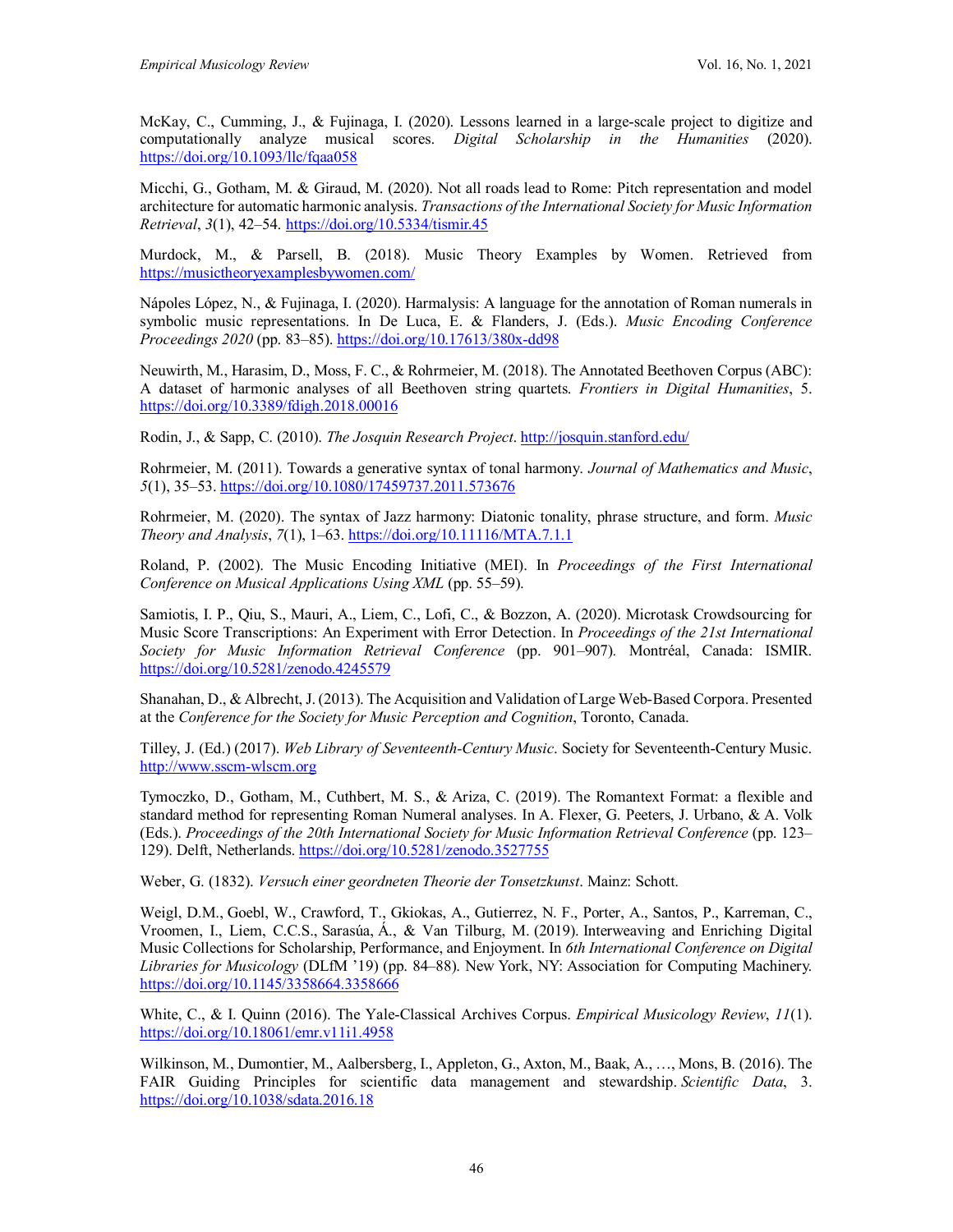McKay, C., Cumming, J., & Fujinaga, I. (2020). Lessons learned in a large-scale project to digitize and computationally analyze musical scores. *Digital Scholarship in the Humanities* (2020). https://doi.org/10.1093/llc/fqaa058

Micchi, G., Gotham, M. & Giraud, M. (2020). Not all roads lead to Rome: Pitch representation and model architecture for automatic harmonic analysis. *Transactions of the International Society for Music Information Retrieval*, *3*(1), 42–54. https://doi.org/10.5334/tismir.45

Murdock, M., & Parsell, B. (2018). Music Theory Examples by Women. Retrieved from https://musictheoryexamplesbywomen.com/

Nápoles López, N., & Fujinaga, I. (2020). Harmalysis: A language for the annotation of Roman numerals in symbolic music representations. In De Luca, E. & Flanders, J. (Eds.). *Music Encoding Conference Proceedings 2020* (pp. 83–85). https://doi.org/10.17613/380x-dd98

Neuwirth, M., Harasim, D., Moss, F. C., & Rohrmeier, M. (2018). The Annotated Beethoven Corpus (ABC): A dataset of harmonic analyses of all Beethoven string quartets. *Frontiers in Digital Humanities*, 5. https://doi.org/10.3389/fdigh.2018.00016

Rodin, J., & Sapp, C. (2010). *The Josquin Research Project*. http://josquin.stanford.edu/

Rohrmeier, M. (2011). Towards a generative syntax of tonal harmony. *Journal of Mathematics and Music*, *5*(1), 35–53. https://doi.org/10.1080/17459737.2011.573676

Rohrmeier, M. (2020). The syntax of Jazz harmony: Diatonic tonality, phrase structure, and form. *Music Theory and Analysis*, *7*(1), 1–63. https://doi.org/10.11116/MTA.7.1.1

Roland, P. (2002). The Music Encoding Initiative (MEI). In *Proceedings of the First International Conference on Musical Applications Using XML* (pp. 55–59).

Samiotis, I. P., Qiu, S., Mauri, A., Liem, C., Lofi, C., & Bozzon, A. (2020). Microtask Crowdsourcing for Music Score Transcriptions: An Experiment with Error Detection. In *Proceedings of the 21st International Society for Music Information Retrieval Conference* (pp. 901–907). Montréal, Canada: ISMIR. https://doi.org/10.5281/zenodo.4245579

Shanahan, D., & Albrecht, J. (2013). The Acquisition and Validation of Large Web-Based Corpora. Presented at the *Conference for the Society for Music Perception and Cognition*, Toronto, Canada.

Tilley, J. (Ed.) (2017). *Web Library of Seventeenth-Century Music*. Society for Seventeenth-Century Music. http://www.sscm-wlscm.org

Tymoczko, D., Gotham, M., Cuthbert, M. S., & Ariza, C. (2019). The Romantext Format: a flexible and standard method for representing Roman Numeral analyses. In A. Flexer, G. Peeters, J. Urbano, & A. Volk (Eds.). *Proceedings of the 20th International Society for Music Information Retrieval Conference* (pp. 123–129). Delft, Netherlands. https://doi.org/10.5281/zenodo.3527755

Weber, G. (1832). *Versuch einer geordneten Theorie der Tonsetzkunst*. Mainz: Schott.

Weigl, D.M., Goebl, W., Crawford, T., Gkiokas, A., Gutierrez, N. F., Porter, A., Santos, P., Karreman, C., Vroomen, I., Liem, C.C.S., Sarasúa, Á., & Van Tilburg, M. (2019). Interweaving and Enriching Digital Music Collections for Scholarship, Performance, and Enjoyment. In *6th International Conference on Digital Libraries for Musicology* (DLfM '19) (pp. 84–88). New York, NY: Association for Computing Machinery. https://doi.org/10.1145/3358664.3358666

White, C., & I. Quinn (2016). The Yale-Classical Archives Corpus. *Empirical Musicology Review*, *11*(1). https://doi.org/10.18061/emr.v11i1.4958

Wilkinson, M., Dumontier, M., Aalbersberg, I., Appleton, G., Axton, M., Baak, A., …, Mons, B. (2016). The FAIR Guiding Principles for scientific data management and stewardship. *Scientific Data*, 3. https://doi.org/10.1038/sdata.2016.18